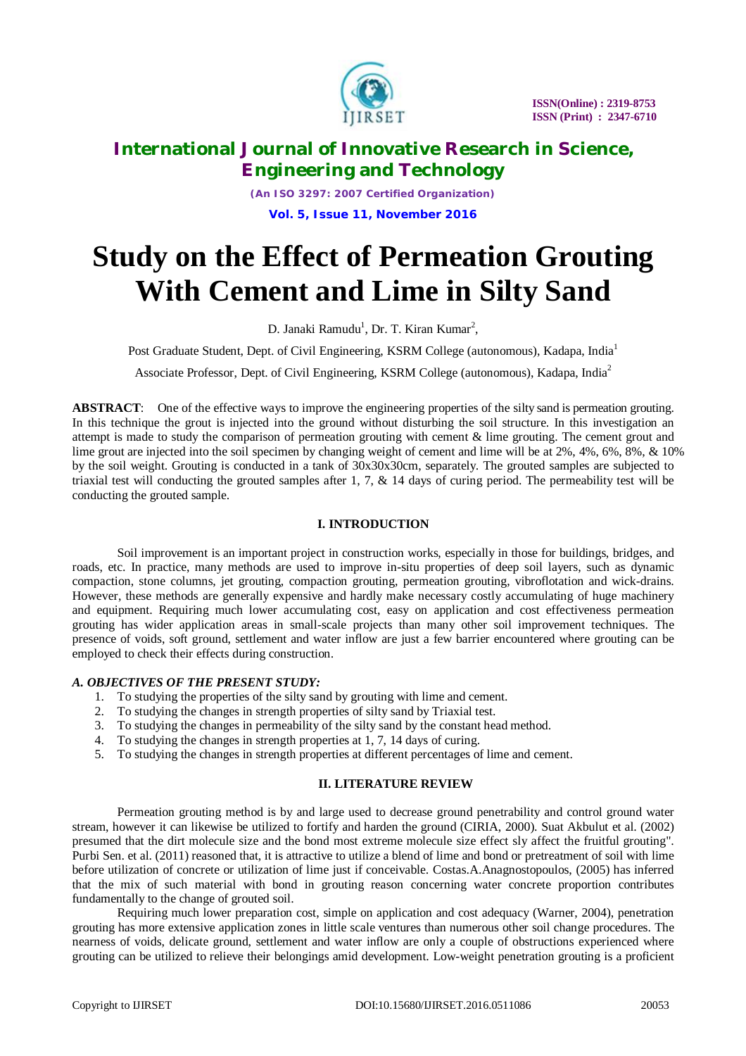# Study on the Effect of Permeation Grouting With Cement and Lime in Silty Sand

D. Janaki Ramudu[1], Dr. T. Kiran Kumar[2],

Post Graduate Student, Dept. of Civil Engineering, KSRM College (autonomous), Kadapa, India[1]

Associate Professor, Dept. of Civil Engineering, KSRM College (autonomous), Kadapa, India[2]

**ABSTRACT**: One of the effective ways to improve the engineering properties of the silty sand is permeation grouting. In this technique the grout is injected into the ground without disturbing the soil structure. In this investigation an attempt is made to study the comparison of permeation grouting with cement & lime grouting. The cement grout and lime grout are injected into the soil specimen by changing weight of cement and lime will be at 2%, 4%, 6%, 8%, & 10% by the soil weight. Grouting is conducted in a tank of 30x30x30cm, separately. The grouted samples are subjected to triaxial test will conducting the grouted samples after 1, 7, & 14 days of curing period. The permeability test will be conducting the grouted sample.

## I. INTRODUCTION

Soil improvement is an important project in construction works, especially in those for buildings, bridges, and roads, etc. In practice, many methods are used to improve in-situ properties of deep soil layers, such as dynamic compaction, stone columns, jet grouting, compaction grouting, permeation grouting, vibroflotation and wick-drains. However, these methods are generally expensive and hardly make necessary costly accumulating of huge machinery and equipment. Requiring much lower accumulating cost, easy on application and cost effectiveness permeation grouting has wider application areas in small-scale projects than many other soil improvement techniques. The presence of voids, soft ground, settlement and water inflow are just a few barrier encountered where grouting can be employed to check their effects during construction.

### *A. OBJECTIVES OF THE PRESENT STUDY:*

1. To studying the properties of the silty sand by grouting with lime and cement.
2. To studying the changes in strength properties of silty sand by Triaxial test.
3. To studying the changes in permeability of the silty sand by the constant head method.
4. To studying the changes in strength properties at 1, 7, 14 days of curing.
5. To studying the changes in strength properties at different percentages of lime and cement.

## II. LITERATURE REVIEW

Permeation grouting method is by and large used to decrease ground penetrability and control ground water stream, however it can likewise be utilized to fortify and harden the ground (CIRIA, 2000). Suat Akbulut et al. (2002) presumed that the dirt molecule size and the bond most extreme molecule size effect sly affect the fruitful grouting". Purbi Sen. et al. (2011) reasoned that, it is attractive to utilize a blend of lime and bond or pretreatment of soil with lime before utilization of concrete or utilization of lime just if conceivable. Costas.A.Anagnostopoulos, (2005) has inferred that the mix of such material with bond in grouting reason concerning water concrete proportion contributes fundamentally to the change of grouted soil.

Requiring much lower preparation cost, simple on application and cost adequacy (Warner, 2004), penetration grouting has more extensive application zones in little scale ventures than numerous other soil change procedures. The nearness of voids, delicate ground, settlement and water inflow are only a couple of obstructions experienced where grouting can be utilized to relieve their belongings amid development. Low-weight penetration grouting is a proficient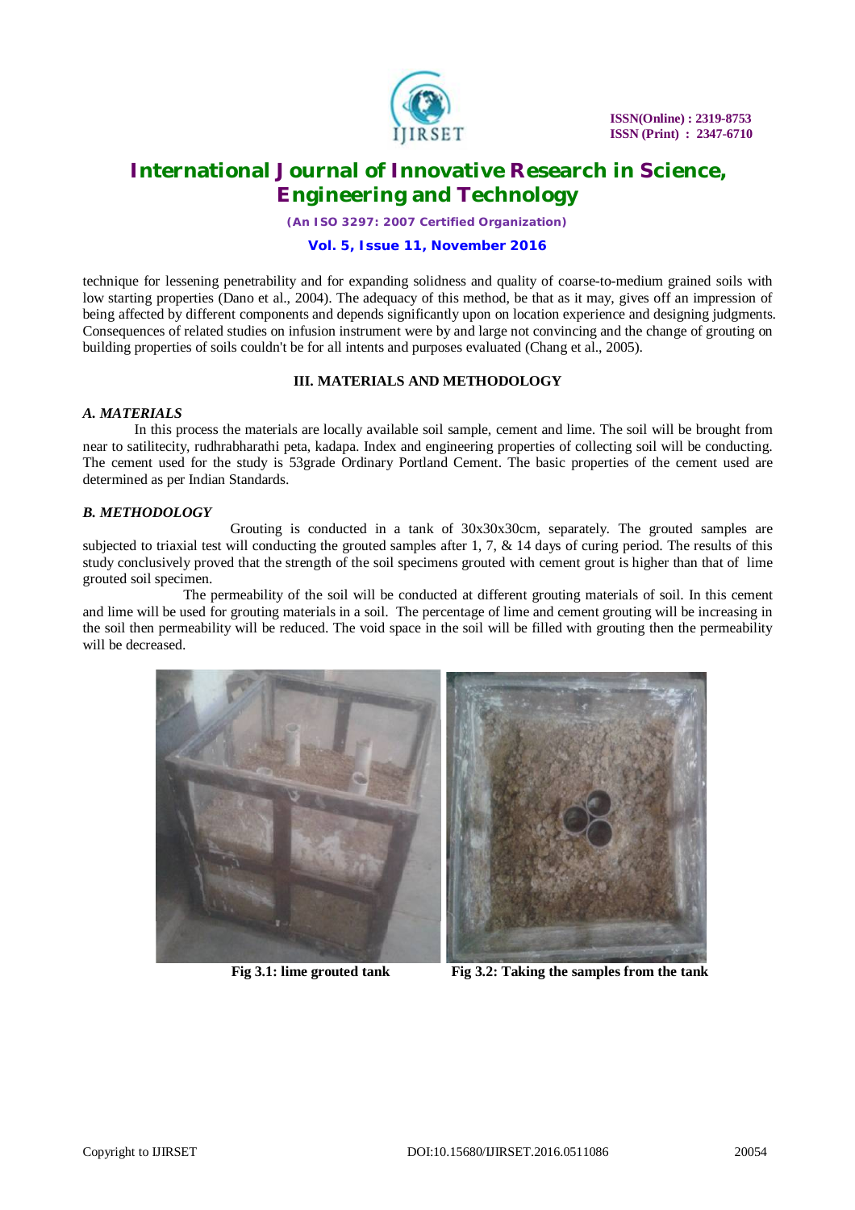technique for lessening penetrability and for expanding solidness and quality of coarse-to-medium grained soils with low starting properties (Dano et al., 2004). The adequacy of this method, be that as it may, gives off an impression of being affected by different components and depends significantly upon on location experience and designing judgments. Consequences of related studies on infusion instrument were by and large not convincing and the change of grouting on building properties of soils couldn't be for all intents and purposes evaluated (Chang et al., 2005).

## III. MATERIALS AND METHODOLOGY

### *A. MATERIALS*

In this process the materials are locally available soil sample, cement and lime. The soil will be brought from near to satilitecity, rudhrabharathi peta, kadapa. Index and engineering properties of collecting soil will be conducting. The cement used for the study is 53grade Ordinary Portland Cement. The basic properties of the cement used are determined as per Indian Standards.

### *B. METHODOLOGY*

Grouting is conducted in a tank of 30x30x30cm, separately. The grouted samples are subjected to triaxial test will conducting the grouted samples after 1, 7, & 14 days of curing period. The results of this study conclusively proved that the strength of the soil specimens grouted with cement grout is higher than that of lime grouted soil specimen.

The permeability of the soil will be conducted at different grouting materials of soil. In this cement and lime will be used for grouting materials in a soil. The percentage of lime and cement grouting will be increasing in the soil then permeability will be reduced. The void space in the soil will be filled with grouting then the permeability will be decreased.

**Fig 3.1: lime grouted tank**

**Fig 3.2: Taking the samples from the tank**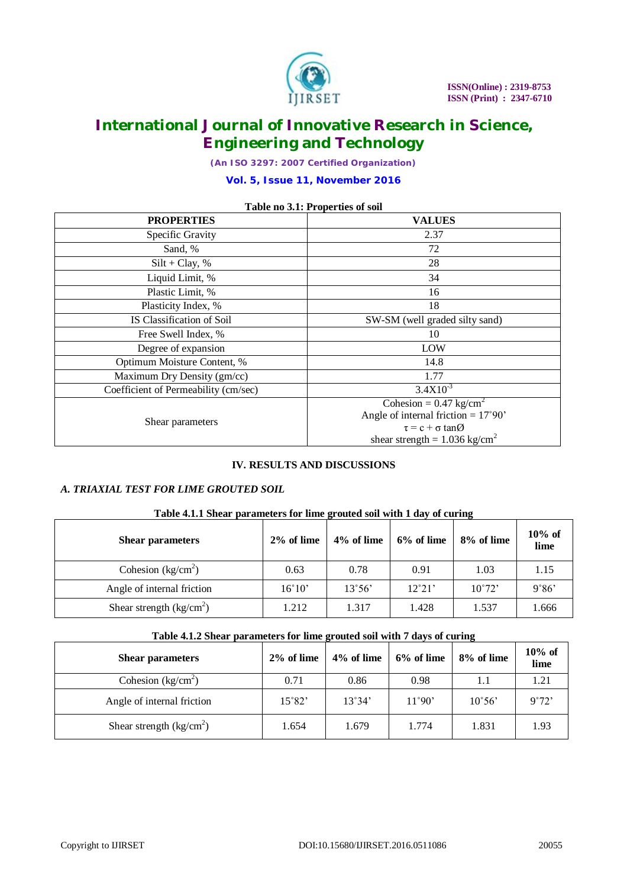**Table no 3.1: Properties of soil**

| PROPERTIES | VALUES |
|---|---|
| Specific Gravity | 2.37 |
| Sand, % | 72 |
| Silt + Clay, % | 28 |
| Liquid Limit, % | 34 |
| Plastic Limit, % | 16 |
| Plasticity Index, % | 18 |
| IS Classification of Soil | SW-SM (well graded silty sand) |
| Free Swell Index, % | 10 |
| Degree of expansion | LOW |
| Optimum Moisture Content, % | 14.8 |
| Maximum Dry Density (gm/cc) | 1.77 |
| Coefficient of Permeability (cm/sec) | $3.4X10^{-3}$ |
| Shear parameters | Cohesion = 0.47 $kg/cm^2$ <br> Angle of internal friction = 17˚90' <br> $\tau = c + \sigma \tan Ø$ <br> shear strength = 1.036 $kg/cm^2$ |

## IV. RESULTS AND DISCUSSIONS

### *A. TRIAXIAL TEST FOR LIME GROUTED SOIL*

**Table 4.1.1 Shear parameters for lime grouted soil with 1 day of curing**

| Shear parameters | 2% of lime | 4% of lime | 6% of lime | 8% of lime | 10% of lime |
|---|---|---|---|---|---|
| Cohesion ($kg/cm^2$) | 0.63 | 0.78 | 0.91 | 1.03 | 1.15 |
| Angle of internal friction | 16˚10' | 13˚56' | 12˚21' | 10˚72' | 9˚86' |
| Shear strength ($kg/cm^2$) | 1.212 | 1.317 | 1.428 | 1.537 | 1.666 |

**Table 4.1.2 Shear parameters for lime grouted soil with 7 days of curing**

| Shear parameters | 2% of lime | 4% of lime | 6% of lime | 8% of lime | 10% of lime |
|---|---|---|---|---|---|
| Cohesion ($kg/cm^2$) | 0.71 | 0.86 | 0.98 | 1.1 | 1.21 |
| Angle of internal friction | 15˚82' | 13˚34' | 11˚90' | 10˚56' | 9˚72' |
| Shear strength ($kg/cm^2$) | 1.654 | 1.679 | 1.774 | 1.831 | 1.93 |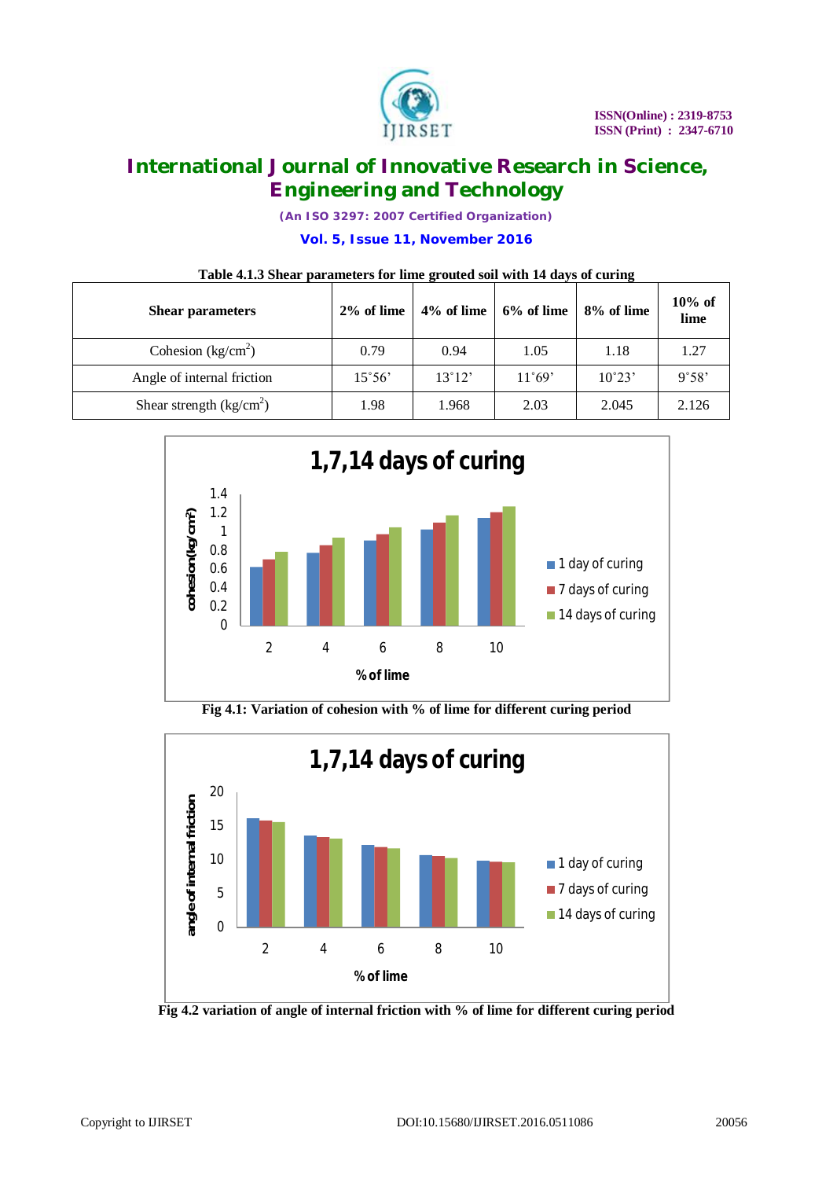Table 4.1.3 Shear parameters for lime grouted soil with 14 days of curing

| Shear parameters | 2% of lime | 4% of lime | 6% of lime | 8% of lime | 10% of lime |
|---|---|---|---|---|---|
| Cohesion ($kg/cm^2$) | 0.79 | 0.94 | 1.05 | 1.18 | 1.27 |
| Angle of internal friction | 15˚56’ | 13˚12’ | 11˚69’ | 10˚23’ | 9˚58’ |
| Shear strength ($kg/cm^2$) | 1.98 | 1.968 | 2.03 | 2.045 | 2.126 |

Fig 4.1: Variation of cohesion with % of lime for different curing period

Fig 4.2 variation of angle of internal friction with % of lime for different curing period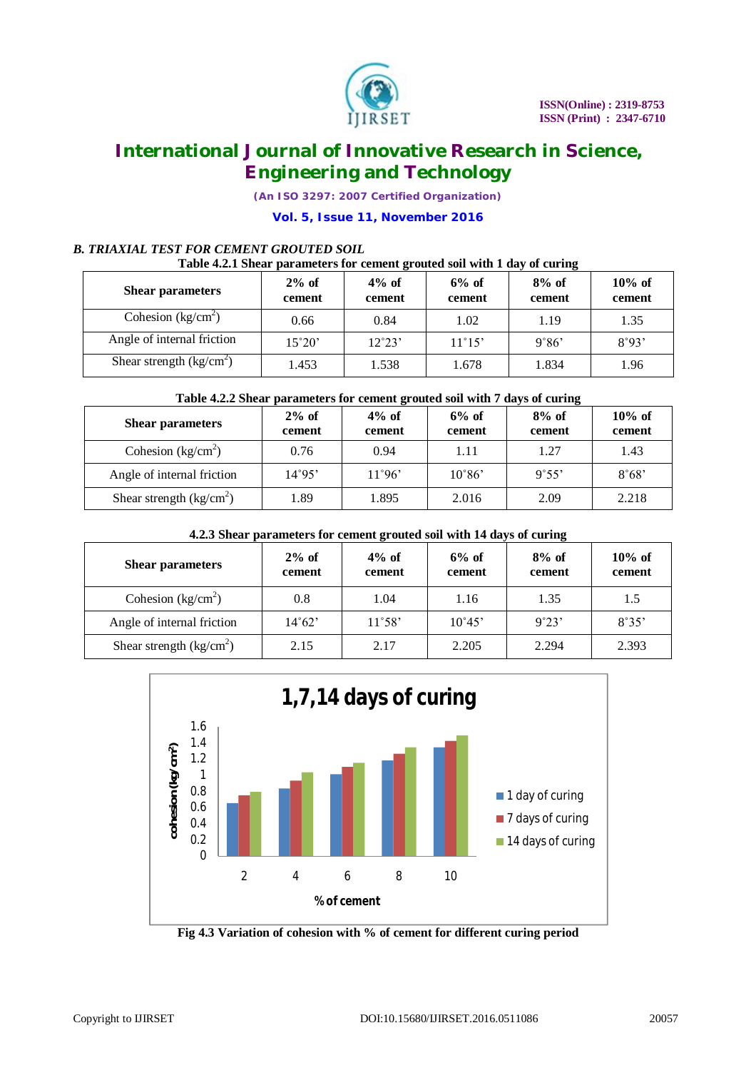### B. TRIAXIAL TEST FOR CEMENT GROUTED SOIL

**Table 4.2.1 Shear parameters for cement grouted soil with 1 day of curing**

| Shear parameters | 2% of cement | 4% of cement | 6% of cement | 8% of cement | 10% of cement |
|---|---|---|---|---|---|
| Cohesion ($kg/cm^2$) | 0.66 | 0.84 | 1.02 | 1.19 | 1.35 |
| Angle of internal friction | 15˚20' | 12˚23' | 11˚15' | 9˚86' | 8˚93' |
| Shear strength ($kg/cm^2$) | 1.453 | 1.538 | 1.678 | 1.834 | 1.96 |

**Table 4.2.2 Shear parameters for cement grouted soil with 7 days of curing**

| Shear parameters | 2% of cement | 4% of cement | 6% of cement | 8% of cement | 10% of cement |
|---|---|---|---|---|---|
| Cohesion ($kg/cm^2$) | 0.76 | 0.94 | 1.11 | 1.27 | 1.43 |
| Angle of internal friction | 14˚95' | 11˚96' | 10˚86' | 9˚55' | 8˚68' |
| Shear strength ($kg/cm^2$) | 1.89 | 1.895 | 2.016 | 2.09 | 2.218 |

**4.2.3 Shear parameters for cement grouted soil with 14 days of curing**

| Shear parameters | 2% of cement | 4% of cement | 6% of cement | 8% of cement | 10% of cement |
|---|---|---|---|---|---|
| Cohesion ($kg/cm^2$) | 0.8 | 1.04 | 1.16 | 1.35 | 1.5 |
| Angle of internal friction | 14˚62' | 11˚58' | 10˚45' | 9˚23' | 8˚35' |
| Shear strength ($kg/cm^2$) | 2.15 | 2.17 | 2.205 | 2.294 | 2.393 |

**Fig 4.3 Variation of cohesion with % of cement for different curing period**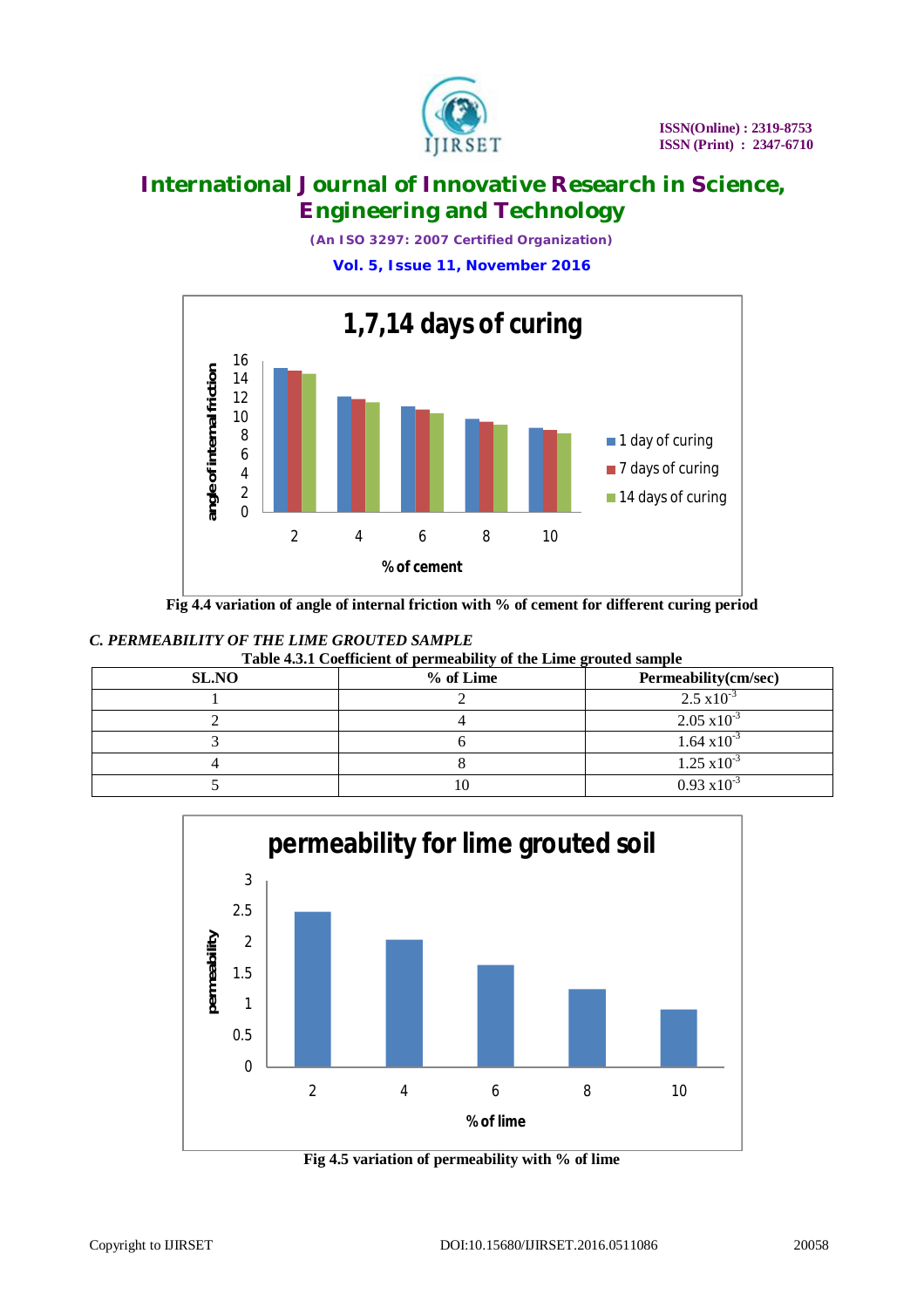Fig 4.4 variation of angle of internal friction with % of cement for different curing period

### *C. PERMEABILITY OF THE LIME GROUTED SAMPLE*

**Table 4.3.1 Coefficient of permeability of the Lime grouted sample**

| SL.NO | % of Lime | Permeability(cm/sec) |
|---|---|---|
| 1 | 2 | $2.5 \times 10^{-3}$ |
| 2 | 4 | $2.05 \times 10^{-3}$ |
| 3 | 6 | $1.64 \times 10^{-3}$ |
| 4 | 8 | $1.25 \times 10^{-3}$ |
| 5 | 10 | $0.93 \times 10^{-3}$ |

Fig 4.5 variation of permeability with % of lime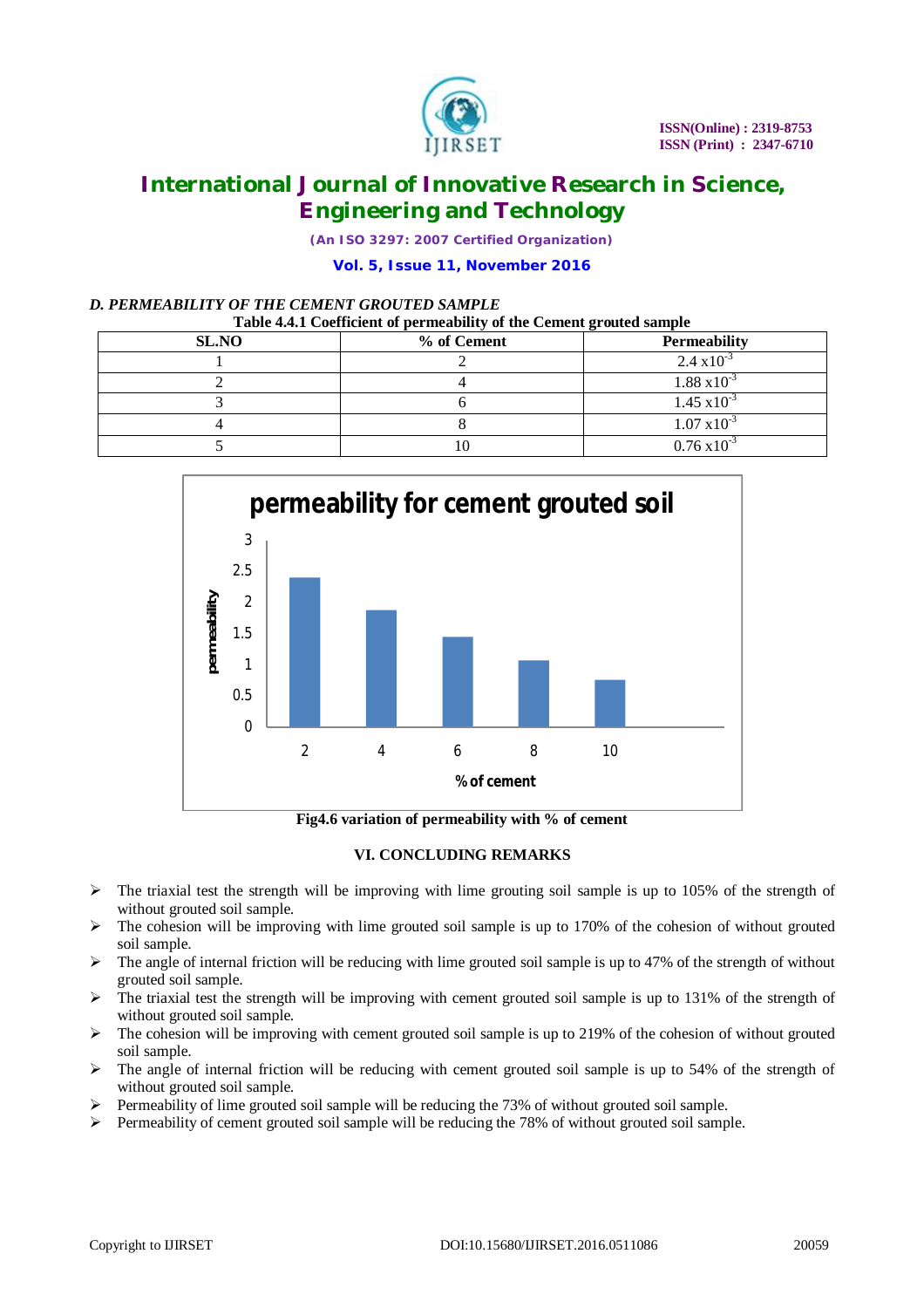*D. PERMEABILITY OF THE CEMENT GROUTED SAMPLE*

**Table 4.4.1 Coefficient of permeability of the Cement grouted sample**

| SL.NO | % of Cement | Permeability |
|---|---|---|
| 1 | 2 | $2.4 \times 10^{-3}$ |
| 2 | 4 | $1.88 \times 10^{-3}$ |
| 3 | 6 | $1.45 \times 10^{-3}$ |
| 4 | 8 | $1.07 \times 10^{-3}$ |
| 5 | 10 | $0.76 \times 10^{-3}$ |

**Fig4.6 variation of permeability with % of cement**

## VI. CONCLUDING REMARKS

- The triaxial test the strength will be improving with lime grouting soil sample is up to 105% of the strength of without grouted soil sample.
- The cohesion will be improving with lime grouted soil sample is up to 170% of the cohesion of without grouted soil sample.
- The angle of internal friction will be reducing with lime grouted soil sample is up to 47% of the strength of without grouted soil sample.
- The triaxial test the strength will be improving with cement grouted soil sample is up to 131% of the strength of without grouted soil sample.
- The cohesion will be improving with cement grouted soil sample is up to 219% of the cohesion of without grouted soil sample.
- The angle of internal friction will be reducing with cement grouted soil sample is up to 54% of the strength of without grouted soil sample.
- Permeability of lime grouted soil sample will be reducing the 73% of without grouted soil sample.
- Permeability of cement grouted soil sample will be reducing the 78% of without grouted soil sample.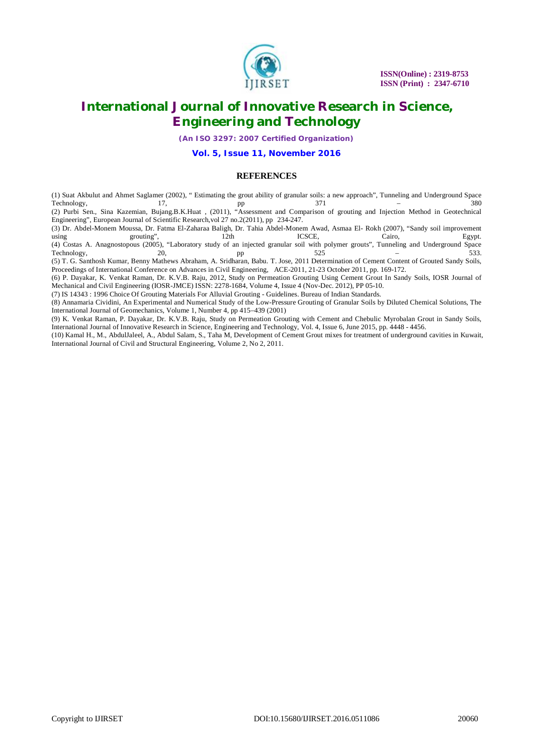## REFERENCES

(1) Suat Akbulut and Ahmet Saglamer (2002), " Estimating the grout ability of granular soils: a new approach", Tunneling and Underground Space Technology, 17, pp 371 – 380

(2) Purbi Sen., Sina Kazemian, Bujang.B.K.Huat , (2011), "Assessment and Comparison of grouting and Injection Method in Geotechnical Engineering", European Journal of Scientific Research,vol 27 no.2(2011), pp 234-247.

(3) Dr. Abdel-Monem Moussa, Dr. Fatma El-Zaharaa Baligh, Dr. Tahia Abdel-Monem Awad, Asmaa El- Rokh (2007), "Sandy soil improvement using grouting", 12th ICSCE, Cairo, Egypt.

(4) Costas A. Anagnostopous (2005), "Laboratory study of an injected granular soil with polymer grouts", Tunneling and Underground Space Technology, 20, pp 525 – 533.

(5) T. G. Santhosh Kumar, Benny Mathews Abraham, A. Sridharan, Babu. T. Jose, 2011 Determination of Cement Content of Grouted Sandy Soils, Proceedings of International Conference on Advances in Civil Engineering, ACE-2011, 21-23 October 2011, pp. 169-172.

(6) P. Dayakar, K. Venkat Raman, Dr. K.V.B. Raju, 2012, Study on Permeation Grouting Using Cement Grout In Sandy Soils, IOSR Journal of Mechanical and Civil Engineering (IOSR-JMCE) ISSN: 2278-1684, Volume 4, Issue 4 (Nov-Dec. 2012), PP 05-10.

(7) IS 14343 : 1996 Choice Of Grouting Materials For Alluvial Grouting - Guidelines. Bureau of Indian Standards.

(8) Annamaria Cividini, An Experimental and Numerical Study of the Low-Pressure Grouting of Granular Soils by Diluted Chemical Solutions, The International Journal of Geomechanics, Volume 1, Number 4, pp 415–439 (2001)

(9) K. Venkat Raman, P. Dayakar, Dr. K.V.B. Raju, Study on Permeation Grouting with Cement and Chebulic Myrobalan Grout in Sandy Soils, International Journal of Innovative Research in Science, Engineering and Technology, Vol. 4, Issue 6, June 2015, pp. 4448 - 4456.

(10) Kamal H., M., AbdulJaleel, A., Abdul Salam, S., Taha M, Development of Cement Grout mixes for treatment of underground cavities in Kuwait, International Journal of Civil and Structural Engineering, Volume 2, No 2, 2011.